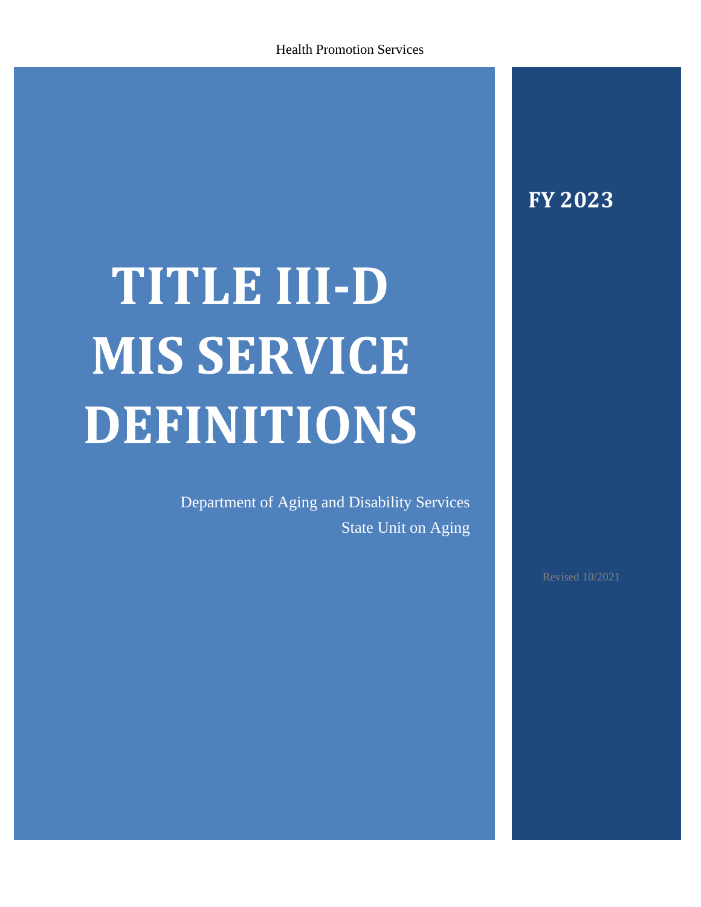# TITLE III-D MIS SERVICE DEFINITIONS

**FY 2023**

Health Promotion Services

Department of Aging and Disability Services
State Unit on Aging

Revised 10/2021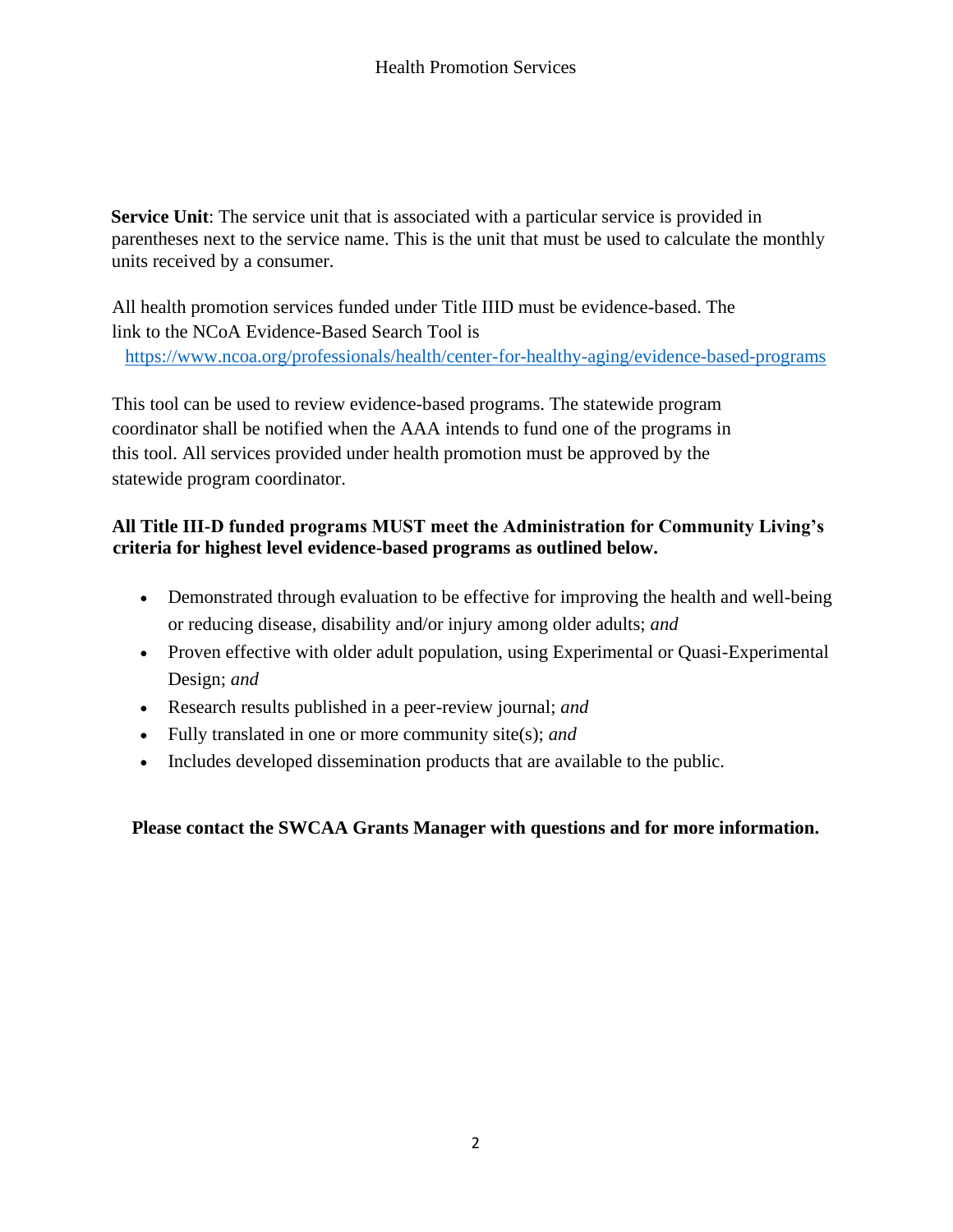**Service Unit**: The service unit that is associated with a particular service is provided in parentheses next to the service name. This is the unit that must be used to calculate the monthly units received by a consumer.

All health promotion services funded under Title IIID must be evidence-based. The link to the NCoA Evidence-Based Search Tool is https://www.ncoa.org/professionals/health/center-for-healthy-aging/evidence-based-programs

This tool can be used to review evidence-based programs. The statewide program coordinator shall be notified when the AAA intends to fund one of the programs in this tool. All services provided under health promotion must be approved by the statewide program coordinator.

**All Title III-D funded programs MUST meet the Administration for Community Living's criteria for highest level evidence-based programs as outlined below.**

- Demonstrated through evaluation to be effective for improving the health and well-being or reducing disease, disability and/or injury among older adults; *and*
- Proven effective with older adult population, using Experimental or Quasi-Experimental Design; *and*
- Research results published in a peer-review journal; *and*
- Fully translated in one or more community site(s); *and*
- Includes developed dissemination products that are available to the public.

**Please contact the SWCAA Grants Manager with questions and for more information.**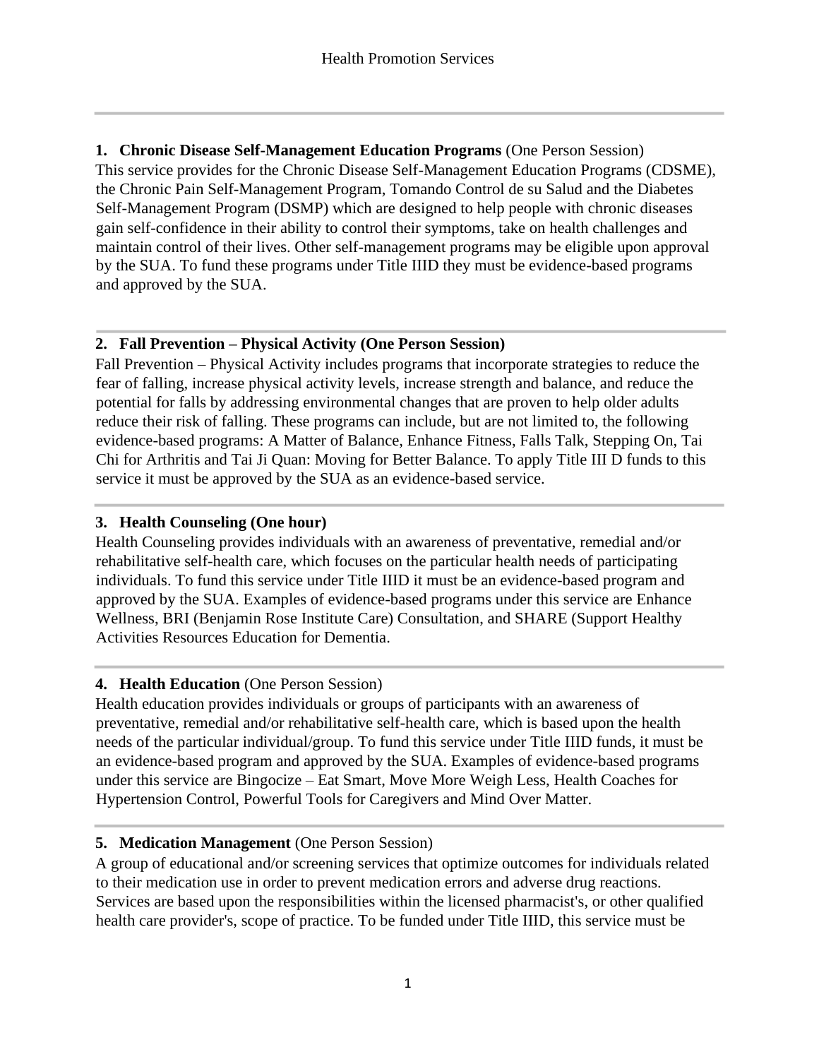# Health Promotion Services

---

**1. Chronic Disease Self-Management Education Programs** (One Person Session)

This service provides for the Chronic Disease Self-Management Education Programs (CDSME), the Chronic Pain Self-Management Program, Tomando Control de su Salud and the Diabetes Self-Management Program (DSMP) which are designed to help people with chronic diseases gain self-confidence in their ability to control their symptoms, take on health challenges and maintain control of their lives. Other self-management programs may be eligible upon approval by the SUA. To fund these programs under Title IIID they must be evidence-based programs and approved by the SUA.

---

**2. Fall Prevention – Physical Activity (One Person Session)**

Fall Prevention – Physical Activity includes programs that incorporate strategies to reduce the fear of falling, increase physical activity levels, increase strength and balance, and reduce the potential for falls by addressing environmental changes that are proven to help older adults reduce their risk of falling. These programs can include, but are not limited to, the following evidence-based programs: A Matter of Balance, Enhance Fitness, Falls Talk, Stepping On, Tai Chi for Arthritis and Tai Ji Quan: Moving for Better Balance. To apply Title III D funds to this service it must be approved by the SUA as an evidence-based service.

---

**3. Health Counseling (One hour)**

Health Counseling provides individuals with an awareness of preventative, remedial and/or rehabilitative self-health care, which focuses on the particular health needs of participating individuals. To fund this service under Title IIID it must be an evidence-based program and approved by the SUA. Examples of evidence-based programs under this service are Enhance Wellness, BRI (Benjamin Rose Institute Care) Consultation, and SHARE (Support Healthy Activities Resources Education for Dementia.

---

**4. Health Education** (One Person Session)

Health education provides individuals or groups of participants with an awareness of preventative, remedial and/or rehabilitative self-health care, which is based upon the health needs of the particular individual/group. To fund this service under Title IIID funds, it must be an evidence-based program and approved by the SUA. Examples of evidence-based programs under this service are Bingocize – Eat Smart, Move More Weigh Less, Health Coaches for Hypertension Control, Powerful Tools for Caregivers and Mind Over Matter.

---

**5. Medication Management** (One Person Session)

A group of educational and/or screening services that optimize outcomes for individuals related to their medication use in order to prevent medication errors and adverse drug reactions. Services are based upon the responsibilities within the licensed pharmacist's, or other qualified health care provider's, scope of practice. To be funded under Title IIID, this service must be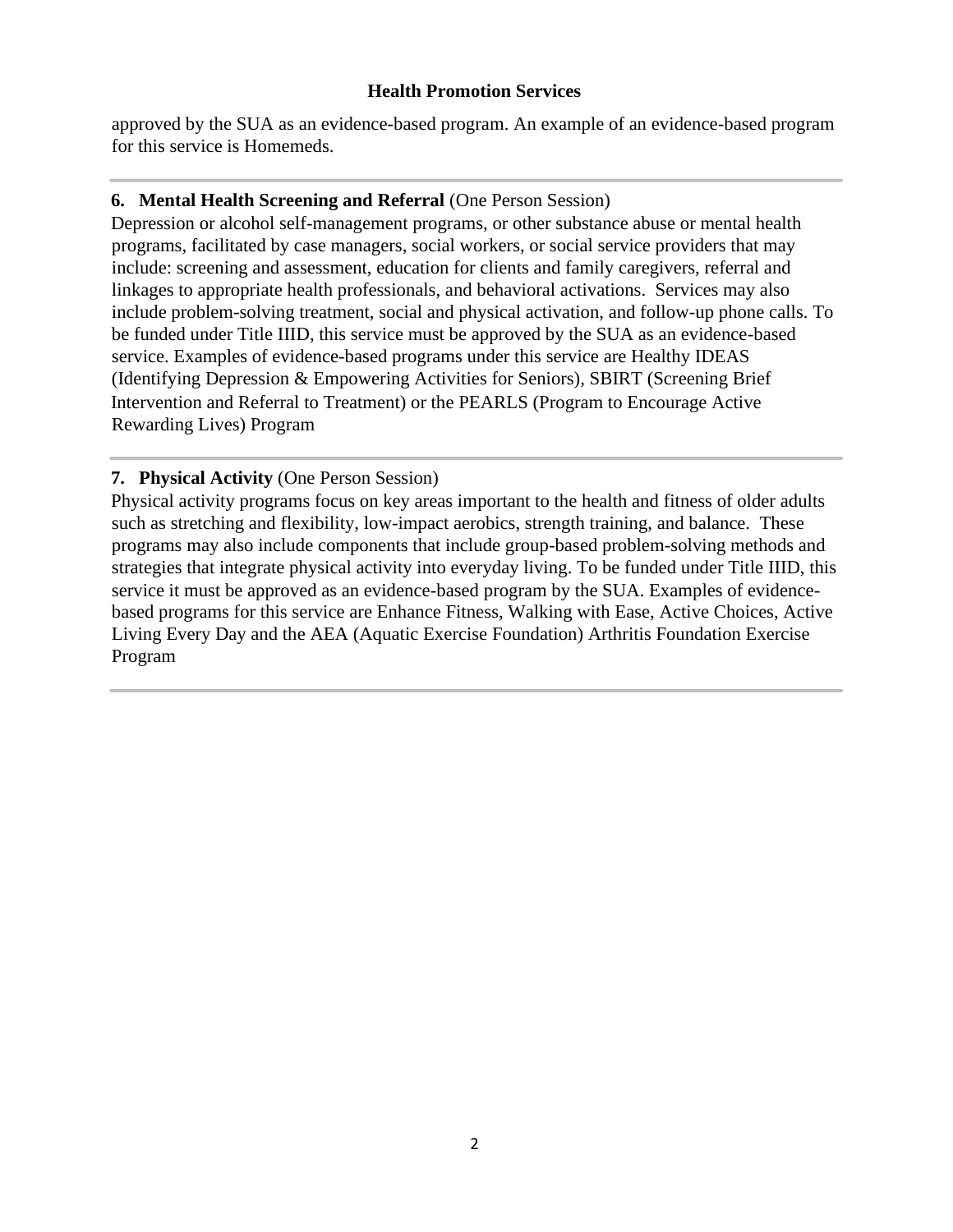approved by the SUA as an evidence-based program. An example of an evidence-based program for this service is Homemeds.

---

**6. Mental Health Screening and Referral** (One Person Session)

Depression or alcohol self-management programs, or other substance abuse or mental health programs, facilitated by case managers, social workers, or social service providers that may include: screening and assessment, education for clients and family caregivers, referral and linkages to appropriate health professionals, and behavioral activations. Services may also include problem-solving treatment, social and physical activation, and follow-up phone calls. To be funded under Title IIID, this service must be approved by the SUA as an evidence-based service. Examples of evidence-based programs under this service are Healthy IDEAS (Identifying Depression & Empowering Activities for Seniors), SBIRT (Screening Brief Intervention and Referral to Treatment) or the PEARLS (Program to Encourage Active Rewarding Lives) Program

---

**7. Physical Activity** (One Person Session)

Physical activity programs focus on key areas important to the health and fitness of older adults such as stretching and flexibility, low-impact aerobics, strength training, and balance. These programs may also include components that include group-based problem-solving methods and strategies that integrate physical activity into everyday living. To be funded under Title IIID, this service it must be approved as an evidence-based program by the SUA. Examples of evidence-based programs for this service are Enhance Fitness, Walking with Ease, Active Choices, Active Living Every Day and the AEA (Aquatic Exercise Foundation) Arthritis Foundation Exercise Program

---